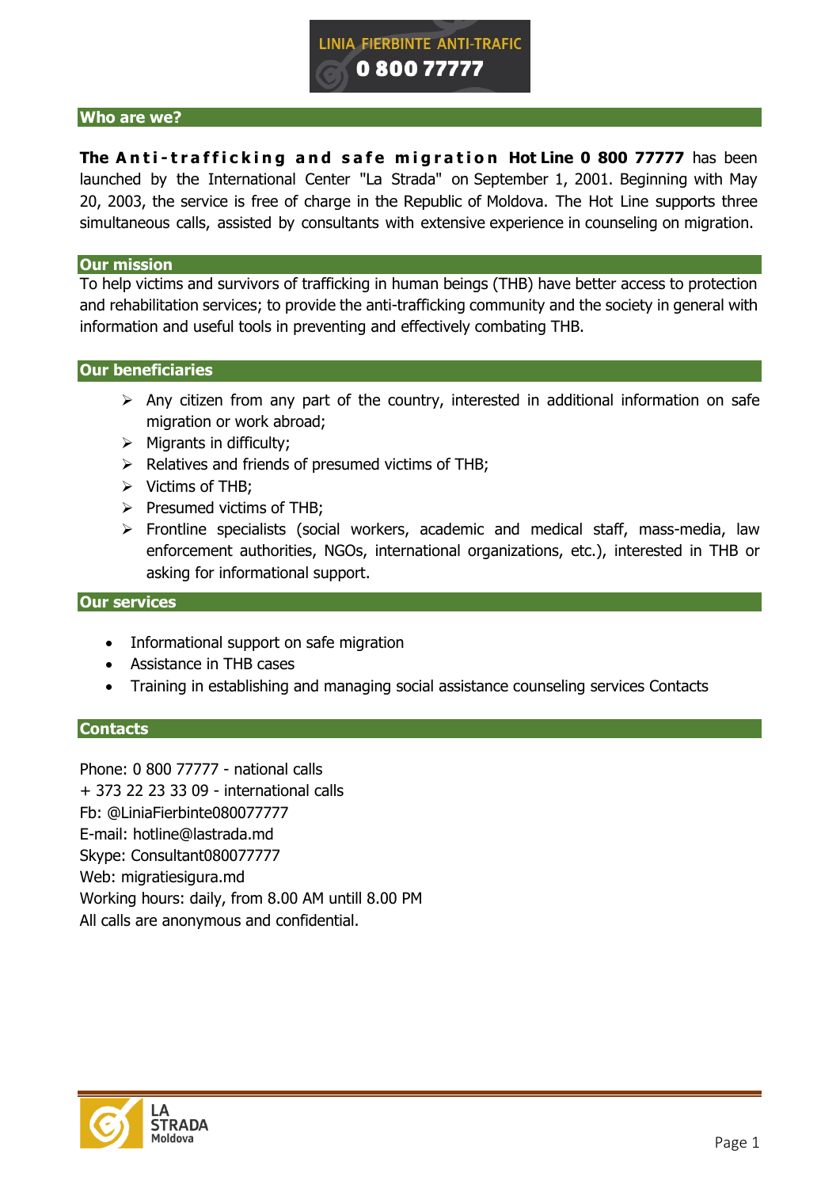LINIA FIERBINTE ANTI-TRAFIC
0 800 77777

## Who are we?

**The Anti-trafficking and safe migration Hot Line 0 800 77777** has been launched by the International Center "La Strada" on September 1, 2001. Beginning with May 20, 2003, the service is free of charge in the Republic of Moldova. The Hot Line supports three simultaneous calls, assisted by consultants with extensive experience in counseling on migration.

## Our mission

To help victims and survivors of trafficking in human beings (THB) have better access to protection and rehabilitation services; to provide the anti-trafficking community and the society in general with information and useful tools in preventing and effectively combating THB.

## Our beneficiaries

- Any citizen from any part of the country, interested in additional information on safe migration or work abroad;
- Migrants in difficulty;
- Relatives and friends of presumed victims of THB;
- Victims of THB;
- Presumed victims of THB;
- Frontline specialists (social workers, academic and medical staff, mass-media, law enforcement authorities, NGOs, international organizations, etc.), interested in THB or asking for informational support.

## Our services

- Informational support on safe migration
- Assistance in THB cases
- Training in establishing and managing social assistance counseling services Contacts

## Contacts

Phone: 0 800 77777 - national calls
+ 373 22 23 33 09 - international calls
Fb: @LiniaFierbinte080077777
E-mail: hotline@lastrada.md
Skype: Consultant080077777
Web: migratiesigura.md
Working hours: daily, from 8.00 AM untill 8.00 PM
All calls are anonymous and confidential.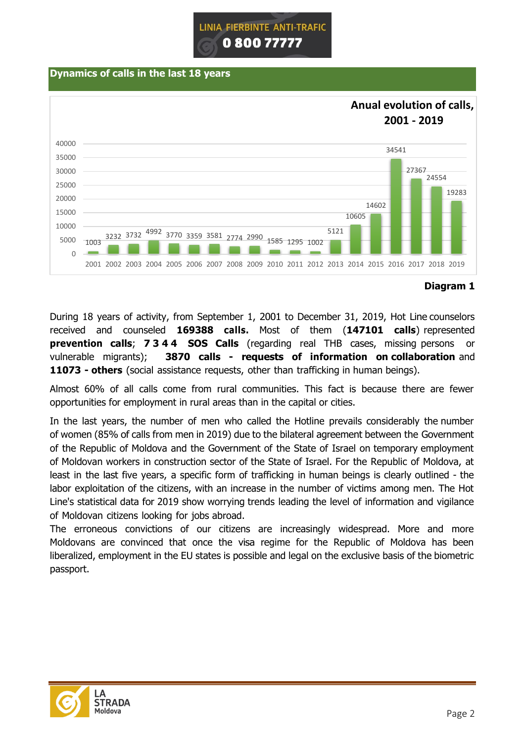LINIA FIERBINTE ANTI-TRAFIC

0 800 77777

## Dynamics of calls in the last 18 years

**Anual evolution of calls, 2001 - 2019**

| Year | Calls |
|---|---|
| 2001 | 1003 |
| 2002 | 3232 |
| 2003 | 3732 |
| 2004 | 4992 |
| 2005 | 3770 |
| 2006 | 3359 |
| 2007 | 3581 |
| 2008 | 2774 |
| 2009 | 2990 |
| 2010 | 1585 |
| 2011 | 1295 |
| 2012 | 1002 |
| 2013 | 5121 |
| 2014 | 10605 |
| 2015 | 14602 |
| 2016 | 34541 |
| 2017 | 27367 |
| 2018 | 24554 |
| 2019 | 19283 |

**Diagram 1**

During 18 years of activity, from September 1, 2001 to December 31, 2019, Hot Line counselors received and counseled **169388 calls.** Most of them (**147101 calls**) represented **prevention calls**; **7344 SOS Calls** (regarding real THB cases, missing persons or vulnerable migrants); **3870 calls - requests of information on collaboration** and **11073 - others** (social assistance requests, other than trafficking in human beings).

Almost 60% of all calls come from rural communities. This fact is because there are fewer opportunities for employment in rural areas than in the capital or cities.

In the last years, the number of men who called the Hotline prevails considerably the number of women (85% of calls from men in 2019) due to the bilateral agreement between the Government of the Republic of Moldova and the Government of the State of Israel on temporary employment of Moldovan workers in construction sector of the State of Israel. For the Republic of Moldova, at least in the last five years, a specific form of trafficking in human beings is clearly outlined - the labor exploitation of the citizens, with an increase in the number of victims among men. The Hot Line's statistical data for 2019 show worrying trends leading the level of information and vigilance of Moldovan citizens looking for jobs abroad.

The erroneous convictions of our citizens are increasingly widespread. More and more Moldovans are convinced that once the visa regime for the Republic of Moldova has been liberalized, employment in the EU states is possible and legal on the exclusive basis of the biometric passport.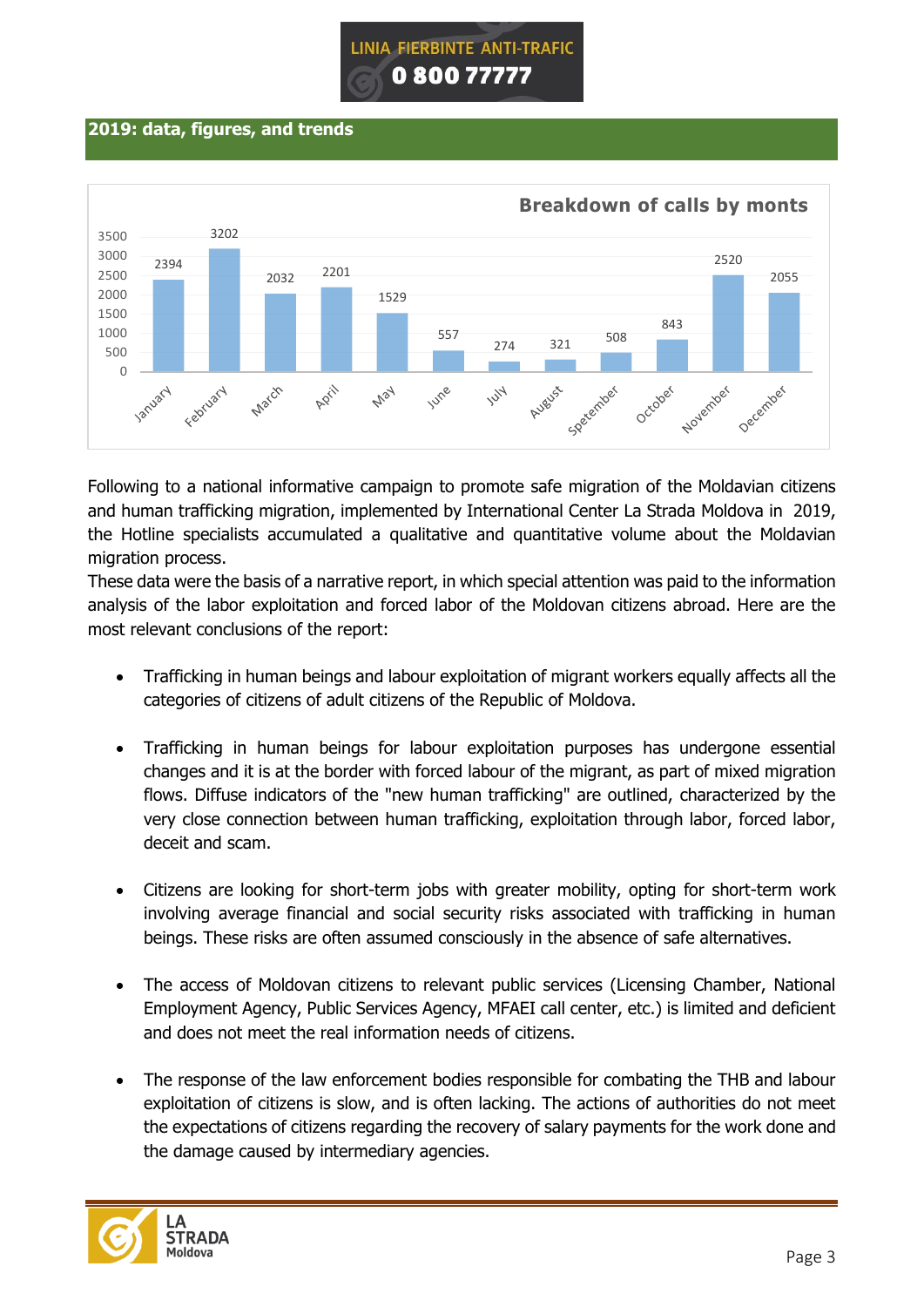LINIA FIERBINTE ANTI-TRAFIC
0 800 77777

## 2019: data, figures, and trends

Breakdown of calls by monts

3500
3000
2500
2000
1500
1000
500
0

January 2394
February 3202
March 2032
April 2201
May 1529
June 557
July 274
August 321
Spetember 508
October 843
November 2520
December 2055

Following to a national informative campaign to promote safe migration of the Moldavian citizens and human trafficking migration, implemented by International Center La Strada Moldova in 2019, the Hotline specialists accumulated a qualitative and quantitative volume about the Moldavian migration process.

These data were the basis of a narrative report, in which special attention was paid to the information analysis of the labor exploitation and forced labor of the Moldovan citizens abroad. Here are the most relevant conclusions of the report:

- Trafficking in human beings and labour exploitation of migrant workers equally affects all the categories of citizens of adult citizens of the Republic of Moldova.

- Trafficking in human beings for labour exploitation purposes has undergone essential changes and it is at the border with forced labour of the migrant, as part of mixed migration flows. Diffuse indicators of the "new human trafficking" are outlined, characterized by the very close connection between human trafficking, exploitation through labor, forced labor, deceit and scam.

- Citizens are looking for short-term jobs with greater mobility, opting for short-term work involving average financial and social security risks associated with trafficking in human beings. These risks are often assumed consciously in the absence of safe alternatives.

- The access of Moldovan citizens to relevant public services (Licensing Chamber, National Employment Agency, Public Services Agency, MFAEI call center, etc.) is limited and deficient and does not meet the real information needs of citizens.

- The response of the law enforcement bodies responsible for combating the THB and labour exploitation of citizens is slow, and is often lacking. The actions of authorities do not meet the expectations of citizens regarding the recovery of salary payments for the work done and the damage caused by intermediary agencies.

LA STRADA Moldova